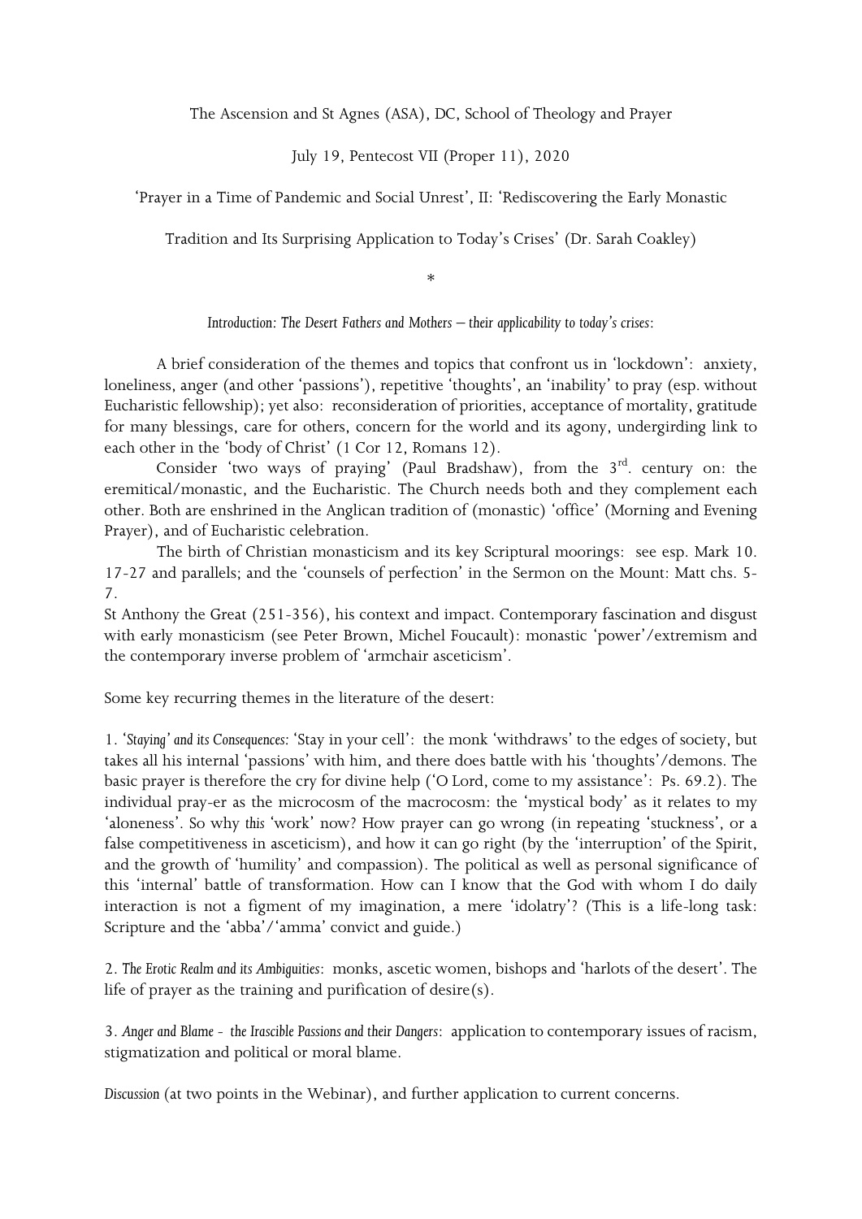The Ascension and St Agnes (ASA), DC, School of Theology and Prayer

July 19, Pentecost VII (Proper 11), 2020

'Prayer in a Time of Pandemic and Social Unrest', II: 'Rediscovering the Early Monastic Tradition and Its Surprising Application to Today's Crises' (Dr. Sarah Coakley)

\*

*Introduction: The Desert Fathers and Mothers – their applicability to today's crises:*

A brief consideration of the themes and topics that confront us in 'lockdown': anxiety, loneliness, anger (and other 'passions'), repetitive 'thoughts', an 'inability' to pray (esp. without Eucharistic fellowship); yet also: reconsideration of priorities, acceptance of mortality, gratitude for many blessings, care for others, concern for the world and its agony, undergirding link to each other in the 'body of Christ' (1 Cor 12, Romans 12).

Consider 'two ways of praying' (Paul Bradshaw), from the 3rd. century on: the eremitical/monastic, and the Eucharistic. The Church needs both and they complement each other. Both are enshrined in the Anglican tradition of (monastic) 'office' (Morning and Evening Prayer), and of Eucharistic celebration.

The birth of Christian monasticism and its key Scriptural moorings: see esp. Mark 10. 17-27 and parallels; and the 'counsels of perfection' in the Sermon on the Mount: Matt chs. 5-7.

St Anthony the Great (251-356), his context and impact. Contemporary fascination and disgust with early monasticism (see Peter Brown, Michel Foucault): monastic 'power'/extremism and the contemporary inverse problem of 'armchair asceticism'.

Some key recurring themes in the literature of the desert:

1. *'Staying' and its Consequences:* 'Stay in your cell': the monk 'withdraws' to the edges of society, but takes all his internal 'passions' with him, and there does battle with his 'thoughts'/demons. The basic prayer is therefore the cry for divine help ('O Lord, come to my assistance': Ps. 69.2). The individual pray-er as the microcosm of the macrocosm: the 'mystical body' as it relates to my 'aloneness'. So why *this* 'work' now? How prayer can go wrong (in repeating 'stuckness', or a false competitiveness in asceticism), and how it can go right (by the 'interruption' of the Spirit, and the growth of 'humility' and compassion). The political as well as personal significance of this 'internal' battle of transformation. How can I know that the God with whom I do daily interaction is not a figment of my imagination, a mere 'idolatry'? (This is a life-long task: Scripture and the 'abba'/'amma' convict and guide.)

2. *The Erotic Realm and its Ambiguities*: monks, ascetic women, bishops and 'harlots of the desert'. The life of prayer as the training and purification of desire(s).

3. *Anger and Blame - the Irascible Passions and their Dangers*: application to contemporary issues of racism, stigmatization and political or moral blame.

*Discussion* (at two points in the Webinar), and further application to current concerns.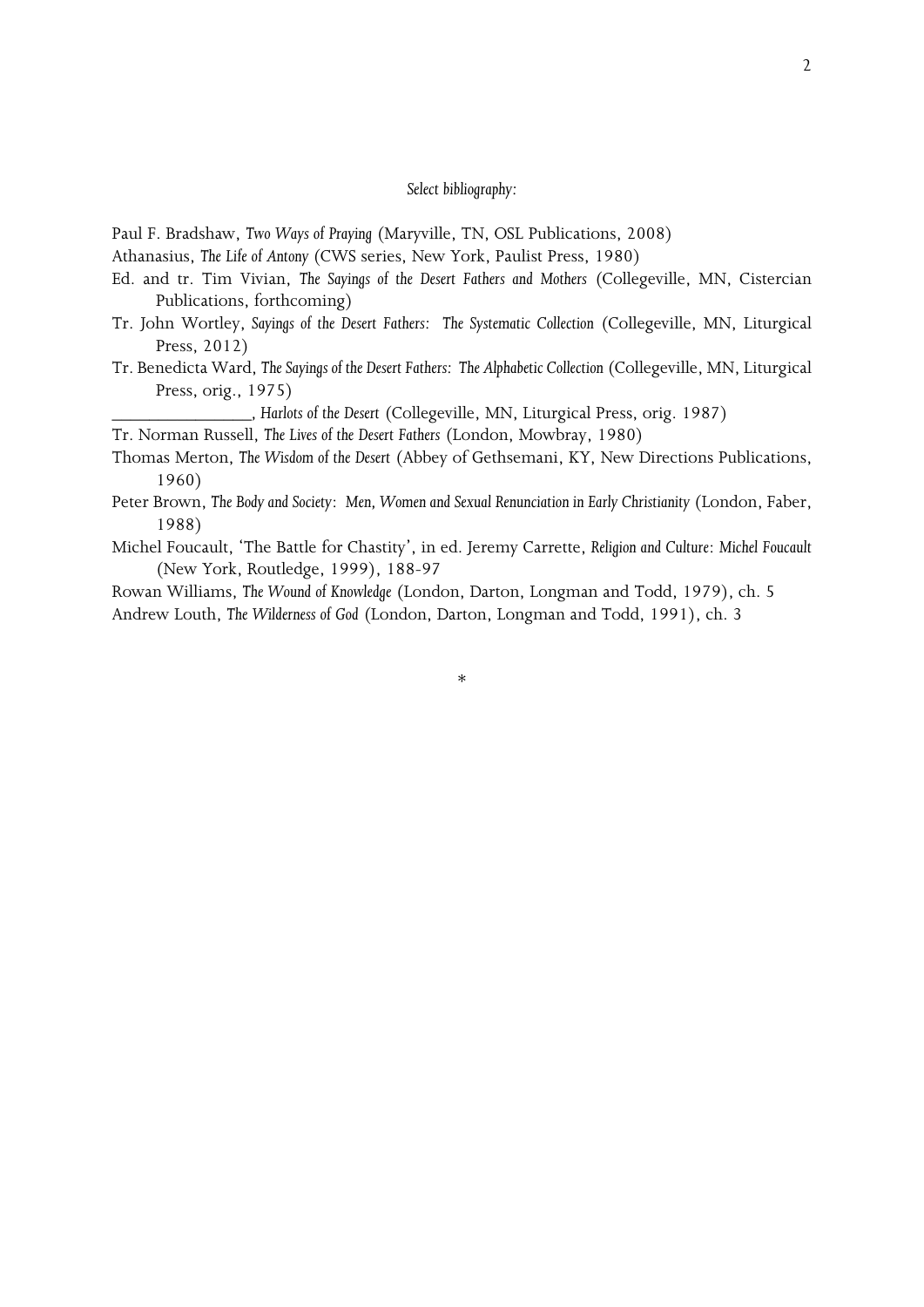*Select bibliography:*

Paul F. Bradshaw, *Two Ways of Praying* (Maryville, TN, OSL Publications, 2008)

Athanasius, *The Life of Antony* (CWS series, New York, Paulist Press, 1980)

Ed. and tr. Tim Vivian, *The Sayings of the Desert Fathers and Mothers* (Collegeville, MN, Cistercian Publications, forthcoming)

Tr. John Wortley, *Sayings of the Desert Fathers: The Systematic Collection* (Collegeville, MN, Liturgical Press, 2012)

Tr. Benedicta Ward, *The Sayings of the Desert Fathers: The Alphabetic Collection* (Collegeville, MN, Liturgical Press, orig., 1975)

________________, *Harlots of the Desert* (Collegeville, MN, Liturgical Press, orig. 1987)

Tr. Norman Russell, *The Lives of the Desert Fathers* (London, Mowbray, 1980)

Thomas Merton, *The Wisdom of the Desert* (Abbey of Gethsemani, KY, New Directions Publications, 1960)

Peter Brown, *The Body and Society: Men, Women and Sexual Renunciation in Early Christianity* (London, Faber, 1988)

Michel Foucault, 'The Battle for Chastity', in ed. Jeremy Carrette, *Religion and Culture: Michel Foucault* (New York, Routledge, 1999), 188-97

Rowan Williams, *The Wound of Knowledge* (London, Darton, Longman and Todd, 1979), ch. 5

Andrew Louth, *The Wilderness of God* (London, Darton, Longman and Todd, 1991), ch. 3

*